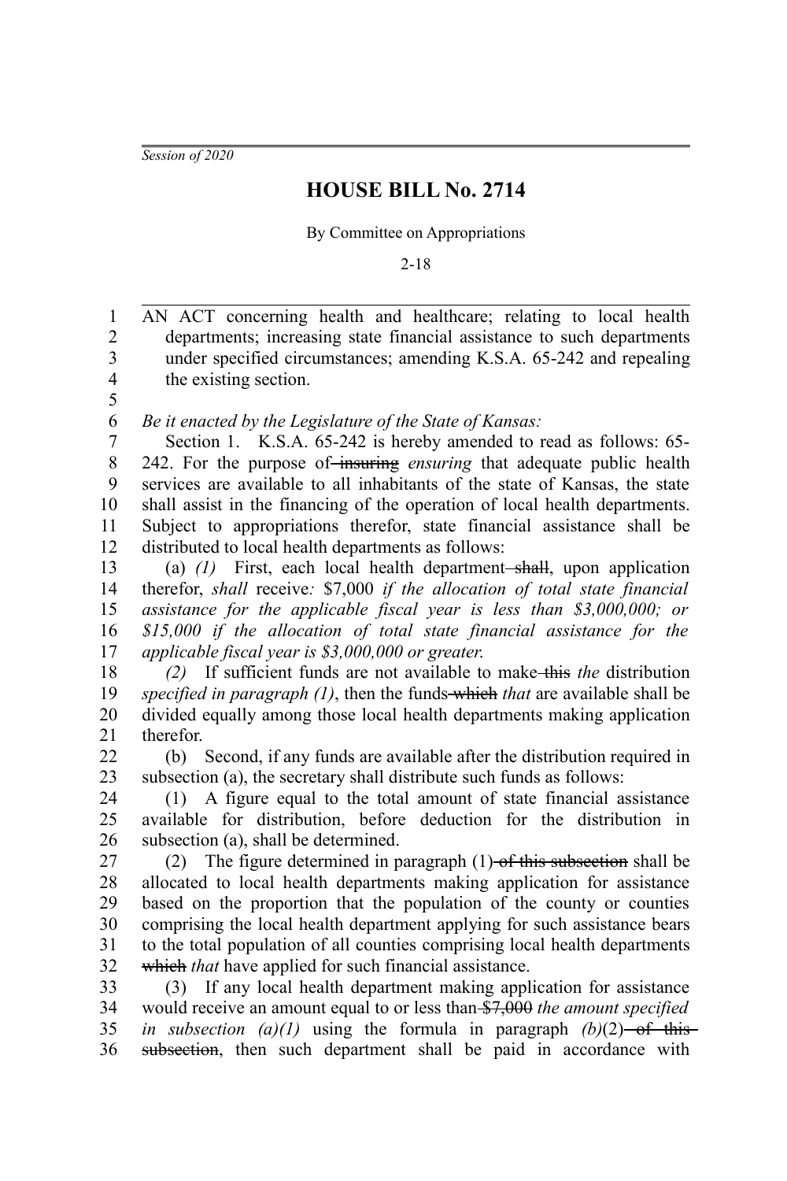*Session of 2020*

# HOUSE BILL No. 2714

By Committee on Appropriations

2-18

AN ACT concerning health and healthcare; relating to local health departments; increasing state financial assistance to such departments under specified circumstances; amending K.S.A. 65-242 and repealing the existing section.

*Be it enacted by the Legislature of the State of Kansas:*

Section 1. K.S.A. 65-242 is hereby amended to read as follows: 65-242. For the purpose of ~~insuring~~ *ensuring* that adequate public health services are available to all inhabitants of the state of Kansas, the state shall assist in the financing of the operation of local health departments. Subject to appropriations therefor, state financial assistance shall be distributed to local health departments as follows:

(a) *(1)* First, each local health department ~~shall~~, upon application therefor, *shall* receive*:* $7,000 *if the allocation of total state financial assistance for the applicable fiscal year is less than $3,000,000; or $15,000 if the allocation of total state financial assistance for the applicable fiscal year is $3,000,000 or greater.*

*(2)* If sufficient funds are not available to make ~~this~~ *the* distribution *specified in paragraph (1)*, then the funds ~~which~~ *that* are available shall be divided equally among those local health departments making application therefor.

(b) Second, if any funds are available after the distribution required in subsection (a), the secretary shall distribute such funds as follows:

(1) A figure equal to the total amount of state financial assistance available for distribution, before deduction for the distribution in subsection (a), shall be determined.

(2) The figure determined in paragraph (1) ~~of this subsection~~ shall be allocated to local health departments making application for assistance based on the proportion that the population of the county or counties comprising the local health department applying for such assistance bears to the total population of all counties comprising local health departments ~~which~~ *that* have applied for such financial assistance.

(3) If any local health department making application for assistance would receive an amount equal to or less than ~~$7,000~~ *the amount specified in subsection (a)(1)* using the formula in paragraph *(b)*(2) ~~of this subsection~~, then such department shall be paid in accordance with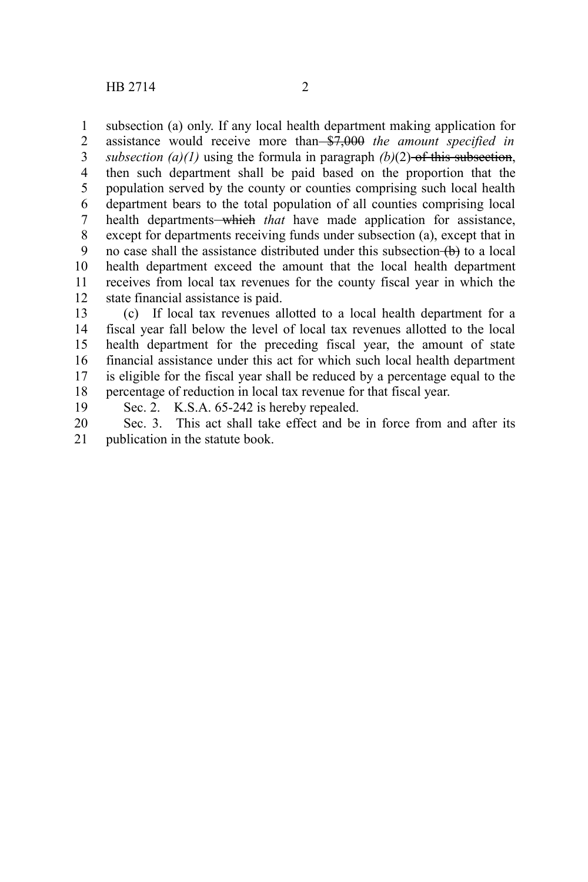subsection (a) only. If any local health department making application for assistance would receive more than ~~$7,000~~ *the amount specified in subsection (a)(1)* using the formula in paragraph *(b)*(2) ~~of this subsection~~, then such department shall be paid based on the proportion that the population served by the county or counties comprising such local health department bears to the total population of all counties comprising local health departments ~~which~~ *that* have made application for assistance, except for departments receiving funds under subsection (a), except that in no case shall the assistance distributed under this subsection ~~(b)~~ to a local health department exceed the amount that the local health department receives from local tax revenues for the county fiscal year in which the state financial assistance is paid.

(c) If local tax revenues allotted to a local health department for a fiscal year fall below the level of local tax revenues allotted to the local health department for the preceding fiscal year, the amount of state financial assistance under this act for which such local health department is eligible for the fiscal year shall be reduced by a percentage equal to the percentage of reduction in local tax revenue for that fiscal year.

Sec. 2. K.S.A. 65-242 is hereby repealed.

Sec. 3. This act shall take effect and be in force from and after its publication in the statute book.